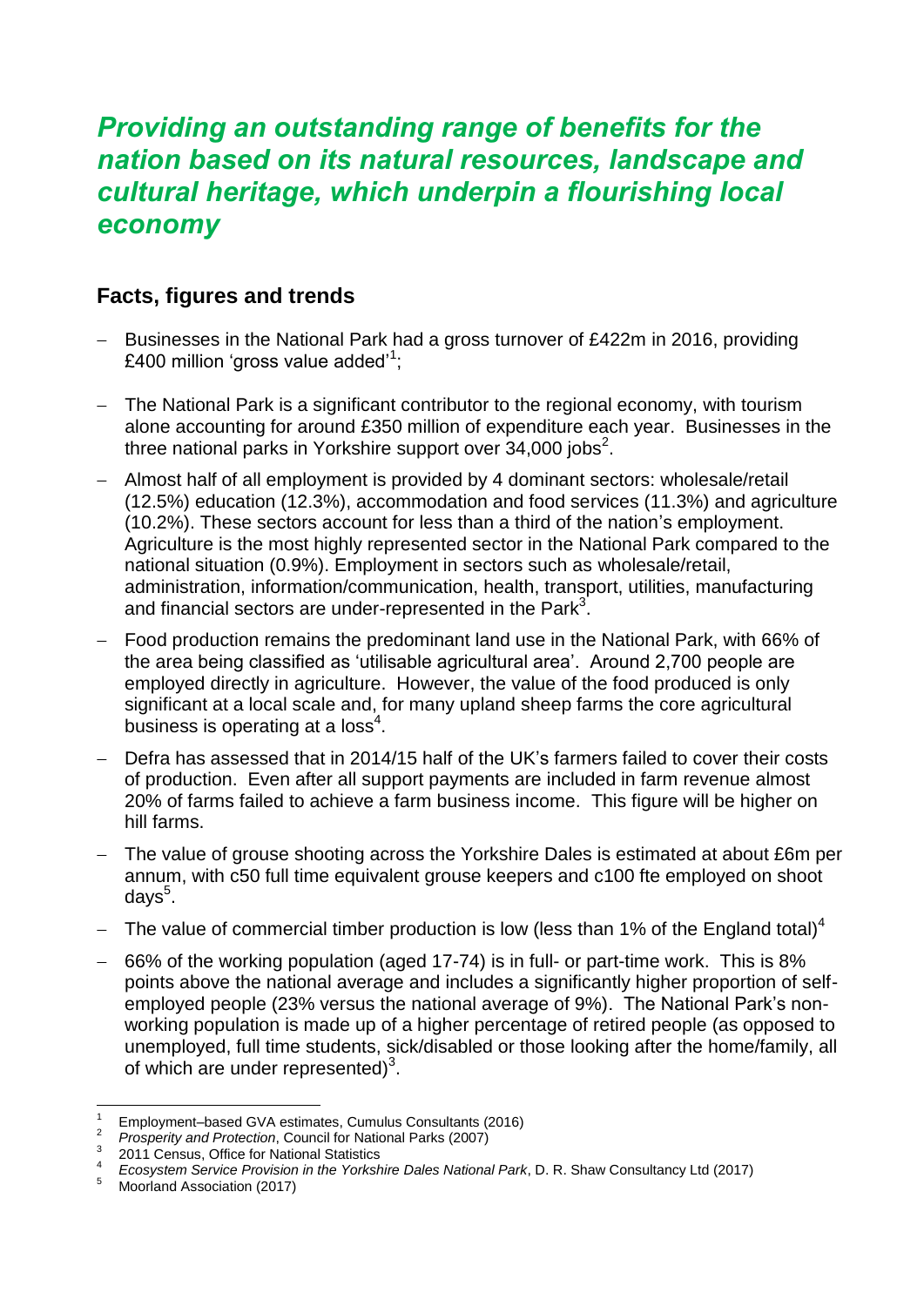# *Providing an outstanding range of benefits for the nation based on its natural resources, landscape and cultural heritage, which underpin a flourishing local economy*

## Facts, figures and trends

- Businesses in the National Park had a gross turnover of £422m in 2016, providing £400 million 'gross value added'[1];
- The National Park is a significant contributor to the regional economy, with tourism alone accounting for around £350 million of expenditure each year. Businesses in the three national parks in Yorkshire support over 34,000 jobs[2].
- Almost half of all employment is provided by 4 dominant sectors: wholesale/retail (12.5%) education (12.3%), accommodation and food services (11.3%) and agriculture (10.2%). These sectors account for less than a third of the nation's employment. Agriculture is the most highly represented sector in the National Park compared to the national situation (0.9%). Employment in sectors such as wholesale/retail, administration, information/communication, health, transport, utilities, manufacturing and financial sectors are under-represented in the Park[3].
- Food production remains the predominant land use in the National Park, with 66% of the area being classified as 'utilisable agricultural area'. Around 2,700 people are employed directly in agriculture. However, the value of the food produced is only significant at a local scale and, for many upland sheep farms the core agricultural business is operating at a loss[4].
- Defra has assessed that in 2014/15 half of the UK's farmers failed to cover their costs of production. Even after all support payments are included in farm revenue almost 20% of farms failed to achieve a farm business income. This figure will be higher on hill farms.
- The value of grouse shooting across the Yorkshire Dales is estimated at about £6m per annum, with c50 full time equivalent grouse keepers and c100 fte employed on shoot days[5].
- The value of commercial timber production is low (less than 1% of the England total)[4]
- 66% of the working population (aged 17-74) is in full- or part-time work. This is 8% points above the national average and includes a significantly higher proportion of self-employed people (23% versus the national average of 9%). The National Park's non-working population is made up of a higher percentage of retired people (as opposed to unemployed, full time students, sick/disabled or those looking after the home/family, all of which are under represented)[3].

---

[1] Employment–based GVA estimates, Cumulus Consultants (2016)

[2] *Prosperity and Protection*, Council for National Parks (2007)

[3] 2011 Census, Office for National Statistics

[4] *Ecosystem Service Provision in the Yorkshire Dales National Park*, D. R. Shaw Consultancy Ltd (2017)

[5] Moorland Association (2017)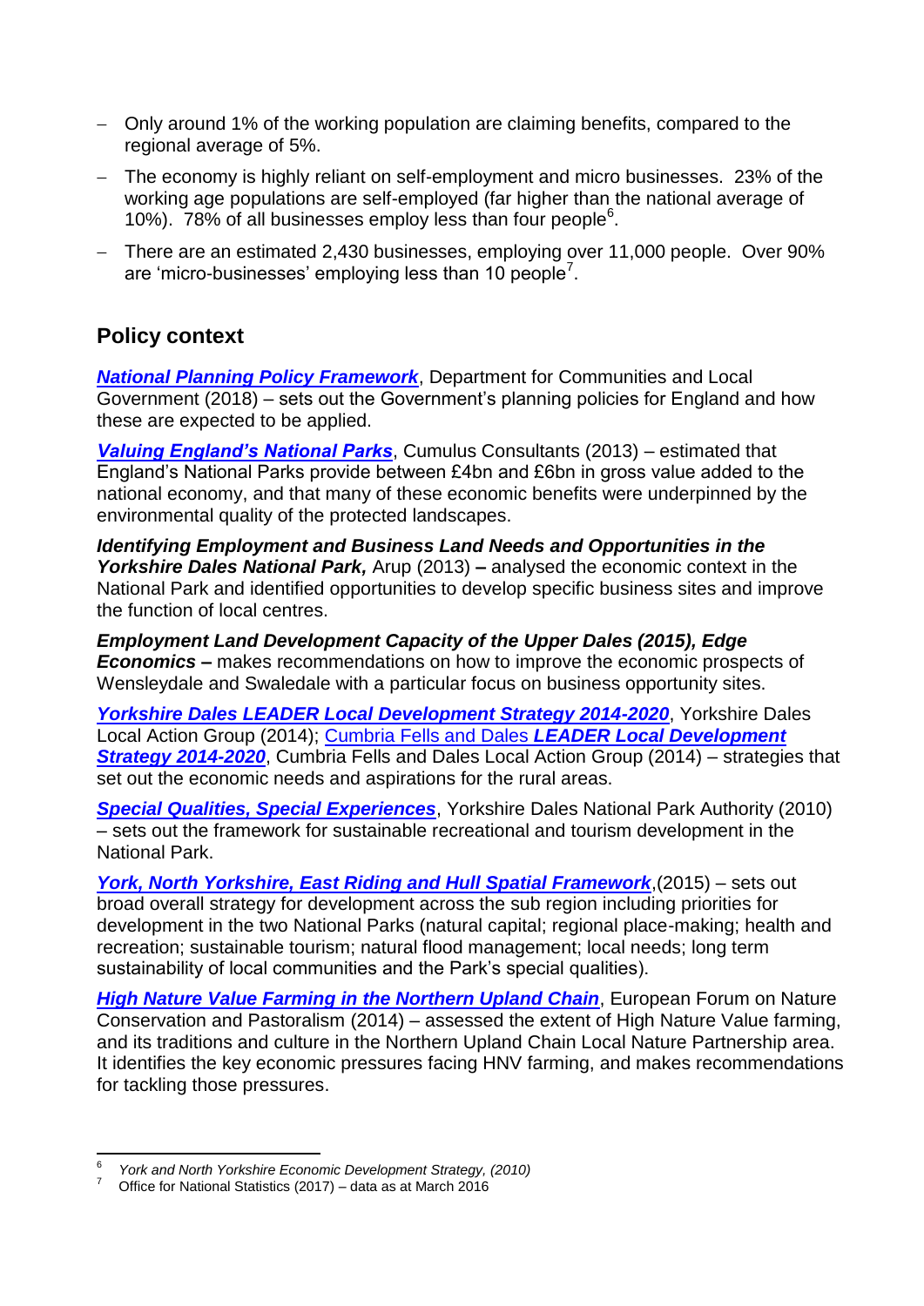- Only around 1% of the working population are claiming benefits, compared to the regional average of 5%.
- The economy is highly reliant on self-employment and micro businesses. 23% of the working age populations are self-employed (far higher than the national average of 10%). 78% of all businesses employ less than four people[6].
- There are an estimated 2,430 businesses, employing over 11,000 people. Over 90% are 'micro-businesses' employing less than 10 people[7].

## Policy context

***National Planning Policy Framework***, Department for Communities and Local Government (2018) – sets out the Government's planning policies for England and how these are expected to be applied.

***Valuing England's National Parks***, Cumulus Consultants (2013) – estimated that England's National Parks provide between £4bn and £6bn in gross value added to the national economy, and that many of these economic benefits were underpinned by the environmental quality of the protected landscapes.

***Identifying Employment and Business Land Needs and Opportunities in the Yorkshire Dales National Park,*** Arup (2013) **–** analysed the economic context in the National Park and identified opportunities to develop specific business sites and improve the function of local centres.

***Employment Land Development Capacity of the Upper Dales (2015), Edge Economics –*** makes recommendations on how to improve the economic prospects of Wensleydale and Swaledale with a particular focus on business opportunity sites.

***Yorkshire Dales LEADER Local Development Strategy 2014-2020***, Yorkshire Dales Local Action Group (2014); Cumbria Fells and Dales ***LEADER Local Development Strategy 2014-2020***, Cumbria Fells and Dales Local Action Group (2014) – strategies that set out the economic needs and aspirations for the rural areas.

***Special Qualities, Special Experiences***, Yorkshire Dales National Park Authority (2010) – sets out the framework for sustainable recreational and tourism development in the National Park.

***York, North Yorkshire, East Riding and Hull Spatial Framework***,(2015) – sets out broad overall strategy for development across the sub region including priorities for development in the two National Parks (natural capital; regional place-making; health and recreation; sustainable tourism; natural flood management; local needs; long term sustainability of local communities and the Park's special qualities).

***High Nature Value Farming in the Northern Upland Chain***, European Forum on Nature Conservation and Pastoralism (2014) – assessed the extent of High Nature Value farming, and its traditions and culture in the Northern Upland Chain Local Nature Partnership area. It identifies the key economic pressures facing HNV farming, and makes recommendations for tackling those pressures.

---

[6] *York and North Yorkshire Economic Development Strategy, (2010)*

[7] Office for National Statistics (2017) – data as at March 2016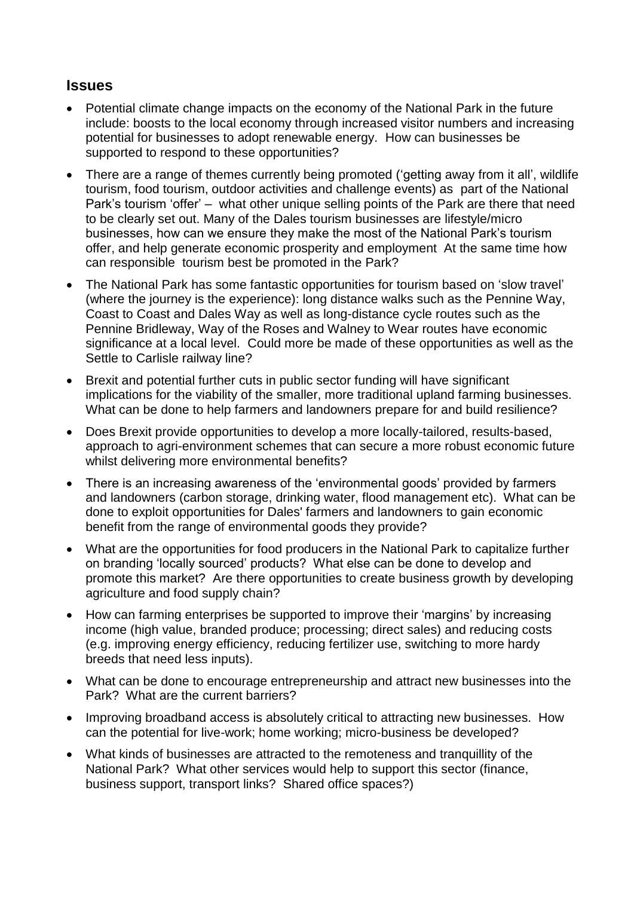## Issues

- Potential climate change impacts on the economy of the National Park in the future include: boosts to the local economy through increased visitor numbers and increasing potential for businesses to adopt renewable energy. How can businesses be supported to respond to these opportunities?
- There are a range of themes currently being promoted ('getting away from it all', wildlife tourism, food tourism, outdoor activities and challenge events) as part of the National Park's tourism 'offer' – what other unique selling points of the Park are there that need to be clearly set out. Many of the Dales tourism businesses are lifestyle/micro businesses, how can we ensure they make the most of the National Park's tourism offer, and help generate economic prosperity and employment At the same time how can responsible tourism best be promoted in the Park?
- The National Park has some fantastic opportunities for tourism based on 'slow travel' (where the journey is the experience): long distance walks such as the Pennine Way, Coast to Coast and Dales Way as well as long-distance cycle routes such as the Pennine Bridleway, Way of the Roses and Walney to Wear routes have economic significance at a local level. Could more be made of these opportunities as well as the Settle to Carlisle railway line?
- Brexit and potential further cuts in public sector funding will have significant implications for the viability of the smaller, more traditional upland farming businesses. What can be done to help farmers and landowners prepare for and build resilience?
- Does Brexit provide opportunities to develop a more locally-tailored, results-based, approach to agri-environment schemes that can secure a more robust economic future whilst delivering more environmental benefits?
- There is an increasing awareness of the 'environmental goods' provided by farmers and landowners (carbon storage, drinking water, flood management etc). What can be done to exploit opportunities for Dales' farmers and landowners to gain economic benefit from the range of environmental goods they provide?
- What are the opportunities for food producers in the National Park to capitalize further on branding 'locally sourced' products? What else can be done to develop and promote this market? Are there opportunities to create business growth by developing agriculture and food supply chain?
- How can farming enterprises be supported to improve their 'margins' by increasing income (high value, branded produce; processing; direct sales) and reducing costs (e.g. improving energy efficiency, reducing fertilizer use, switching to more hardy breeds that need less inputs).
- What can be done to encourage entrepreneurship and attract new businesses into the Park? What are the current barriers?
- Improving broadband access is absolutely critical to attracting new businesses. How can the potential for live-work; home working; micro-business be developed?
- What kinds of businesses are attracted to the remoteness and tranquillity of the National Park? What other services would help to support this sector (finance, business support, transport links? Shared office spaces?)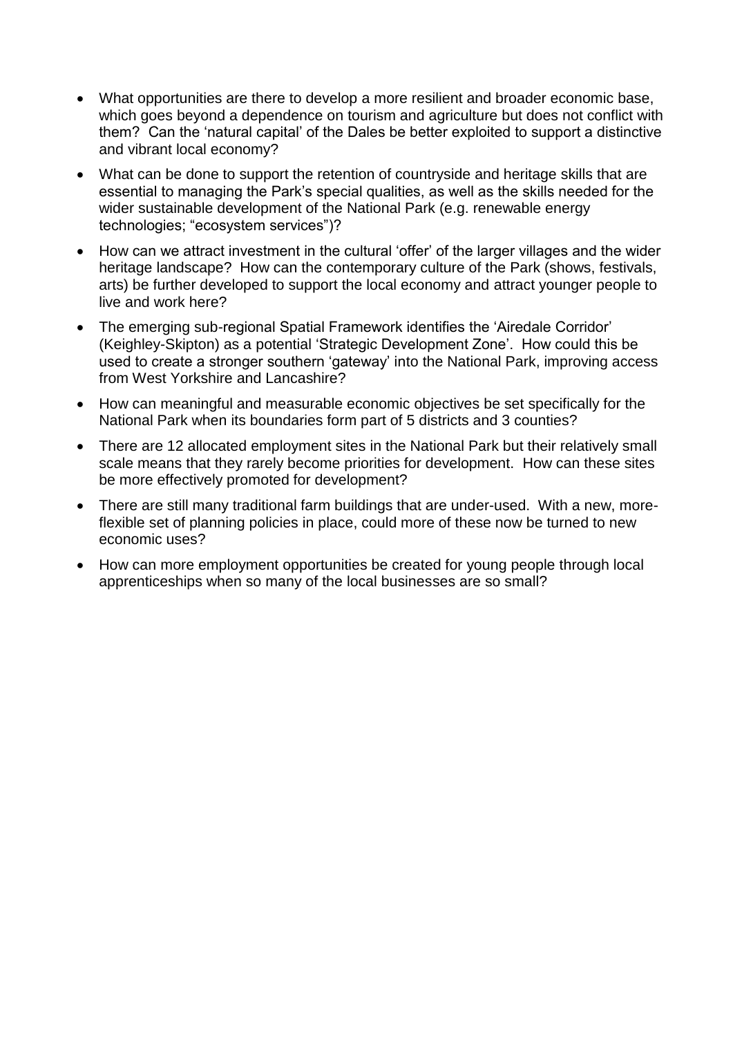- What opportunities are there to develop a more resilient and broader economic base, which goes beyond a dependence on tourism and agriculture but does not conflict with them? Can the 'natural capital' of the Dales be better exploited to support a distinctive and vibrant local economy?
- What can be done to support the retention of countryside and heritage skills that are essential to managing the Park's special qualities, as well as the skills needed for the wider sustainable development of the National Park (e.g. renewable energy technologies; "ecosystem services")?
- How can we attract investment in the cultural 'offer' of the larger villages and the wider heritage landscape? How can the contemporary culture of the Park (shows, festivals, arts) be further developed to support the local economy and attract younger people to live and work here?
- The emerging sub-regional Spatial Framework identifies the 'Airedale Corridor' (Keighley-Skipton) as a potential 'Strategic Development Zone'. How could this be used to create a stronger southern 'gateway' into the National Park, improving access from West Yorkshire and Lancashire?
- How can meaningful and measurable economic objectives be set specifically for the National Park when its boundaries form part of 5 districts and 3 counties?
- There are 12 allocated employment sites in the National Park but their relatively small scale means that they rarely become priorities for development. How can these sites be more effectively promoted for development?
- There are still many traditional farm buildings that are under-used. With a new, more-flexible set of planning policies in place, could more of these now be turned to new economic uses?
- How can more employment opportunities be created for young people through local apprenticeships when so many of the local businesses are so small?